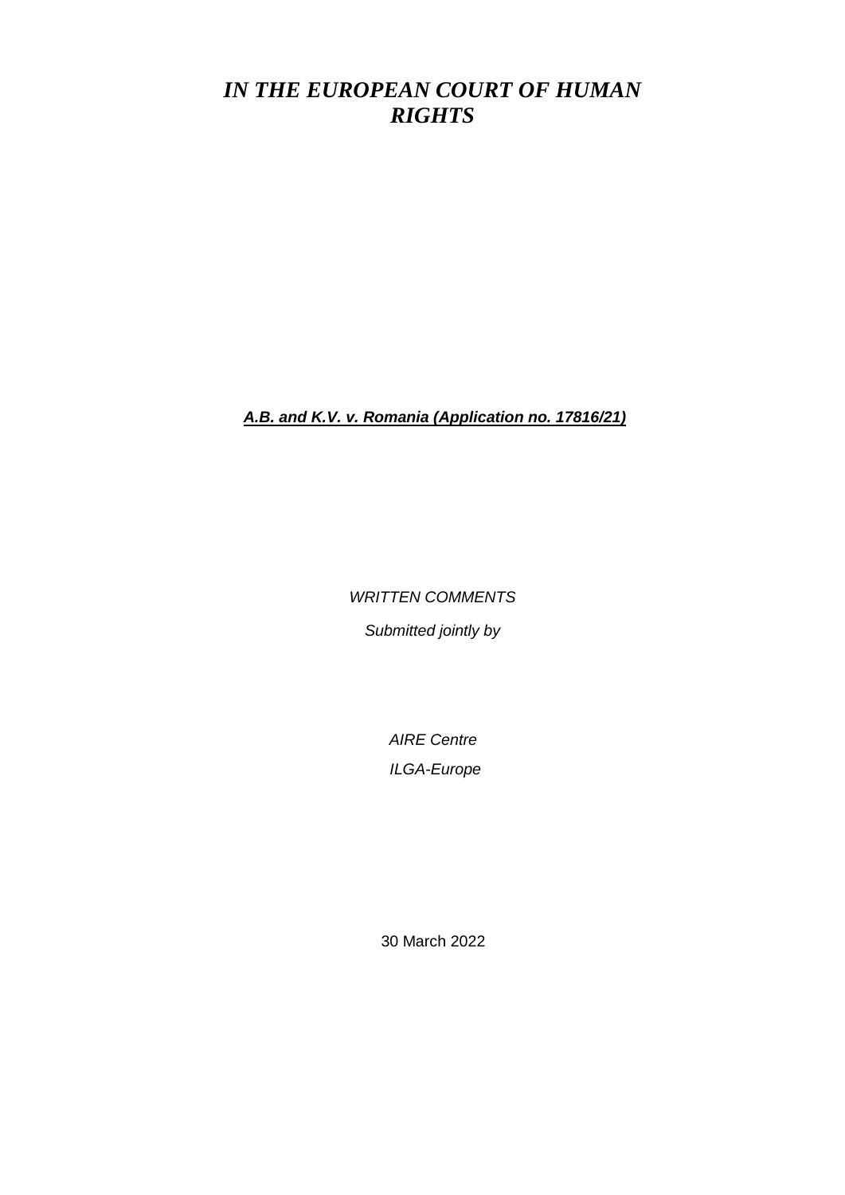# *IN THE EUROPEAN COURT OF HUMAN RIGHTS*

***A.B. and K.V. v. Romania (Application no. 17816/21)***

*WRITTEN COMMENTS*

*Submitted jointly by*

*AIRE Centre*

*ILGA-Europe*

30 March 2022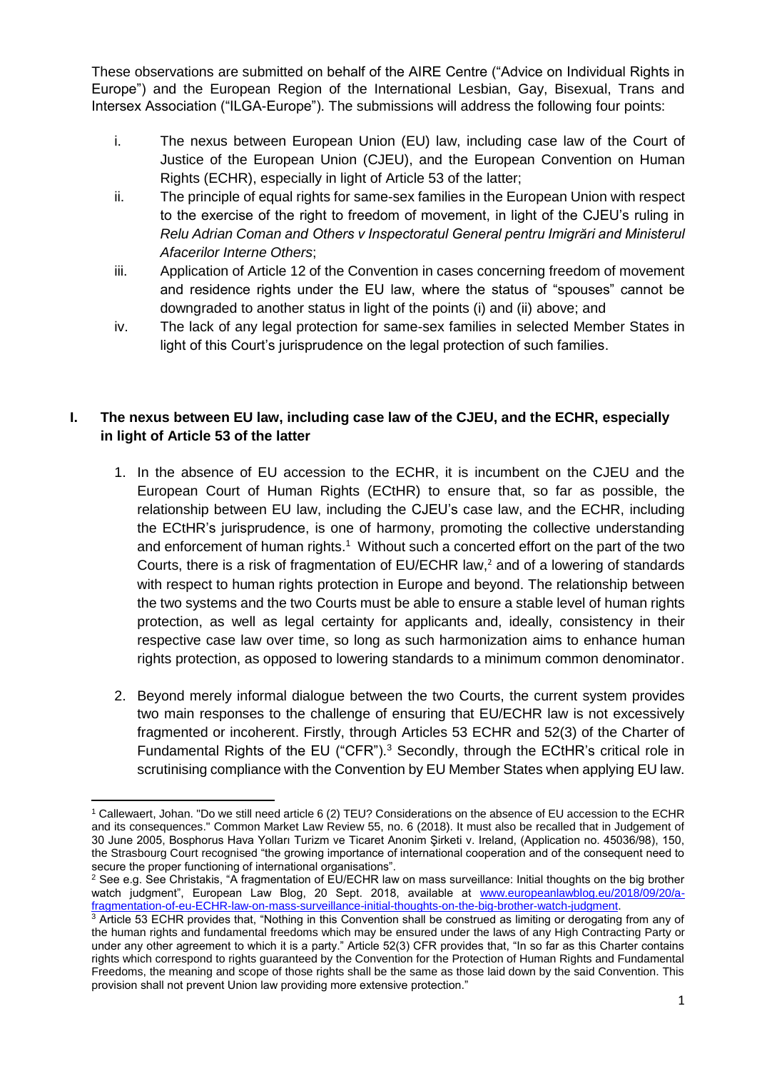These observations are submitted on behalf of the AIRE Centre ("Advice on Individual Rights in Europe") and the European Region of the International Lesbian, Gay, Bisexual, Trans and Intersex Association ("ILGA-Europe"). The submissions will address the following four points:

i. The nexus between European Union (EU) law, including case law of the Court of Justice of the European Union (CJEU), and the European Convention on Human Rights (ECHR), especially in light of Article 53 of the latter;

ii. The principle of equal rights for same-sex families in the European Union with respect to the exercise of the right to freedom of movement, in light of the CJEU's ruling in *Relu Adrian Coman and Others v Inspectoratul General pentru Imigrări and Ministerul Afacerilor Interne Others*;

iii. Application of Article 12 of the Convention in cases concerning freedom of movement and residence rights under the EU law, where the status of "spouses" cannot be downgraded to another status in light of the points (i) and (ii) above; and

iv. The lack of any legal protection for same-sex families in selected Member States in light of this Court's jurisprudence on the legal protection of such families.

## I. The nexus between EU law, including case law of the CJEU, and the ECHR, especially in light of Article 53 of the latter

1. In the absence of EU accession to the ECHR, it is incumbent on the CJEU and the European Court of Human Rights (ECtHR) to ensure that, so far as possible, the relationship between EU law, including the CJEU's case law, and the ECHR, including the ECtHR's jurisprudence, is one of harmony, promoting the collective understanding and enforcement of human rights.[1] Without such a concerted effort on the part of the two Courts, there is a risk of fragmentation of EU/ECHR law,[2] and of a lowering of standards with respect to human rights protection in Europe and beyond. The relationship between the two systems and the two Courts must be able to ensure a stable level of human rights protection, as well as legal certainty for applicants and, ideally, consistency in their respective case law over time, so long as such harmonization aims to enhance human rights protection, as opposed to lowering standards to a minimum common denominator.

2. Beyond merely informal dialogue between the two Courts, the current system provides two main responses to the challenge of ensuring that EU/ECHR law is not excessively fragmented or incoherent. Firstly, through Articles 53 ECHR and 52(3) of the Charter of Fundamental Rights of the EU ("CFR").[3] Secondly, through the ECtHR's critical role in scrutinising compliance with the Convention by EU Member States when applying EU law.

---

[1] Callewaert, Johan. "Do we still need article 6 (2) TEU? Considerations on the absence of EU accession to the ECHR and its consequences." Common Market Law Review 55, no. 6 (2018). It must also be recalled that in Judgement of 30 June 2005, Bosphorus Hava Yolları Turizm ve Ticaret Anonim Şirketi v. Ireland, (Application no. 45036/98), 150, the Strasbourg Court recognised "the growing importance of international cooperation and of the consequent need to secure the proper functioning of international organisations".

[2] See e.g. See Christakis, "A fragmentation of EU/ECHR law on mass surveillance: Initial thoughts on the big brother watch judgment", European Law Blog, 20 Sept. 2018, available at www.europeanlawblog.eu/2018/09/20/a-fragmentation-of-eu-ECHR-law-on-mass-surveillance-initial-thoughts-on-the-big-brother-watch-judgment.

[3] Article 53 ECHR provides that, "Nothing in this Convention shall be construed as limiting or derogating from any of the human rights and fundamental freedoms which may be ensured under the laws of any High Contracting Party or under any other agreement to which it is a party." Article 52(3) CFR provides that, "In so far as this Charter contains rights which correspond to rights guaranteed by the Convention for the Protection of Human Rights and Fundamental Freedoms, the meaning and scope of those rights shall be the same as those laid down by the said Convention. This provision shall not prevent Union law providing more extensive protection."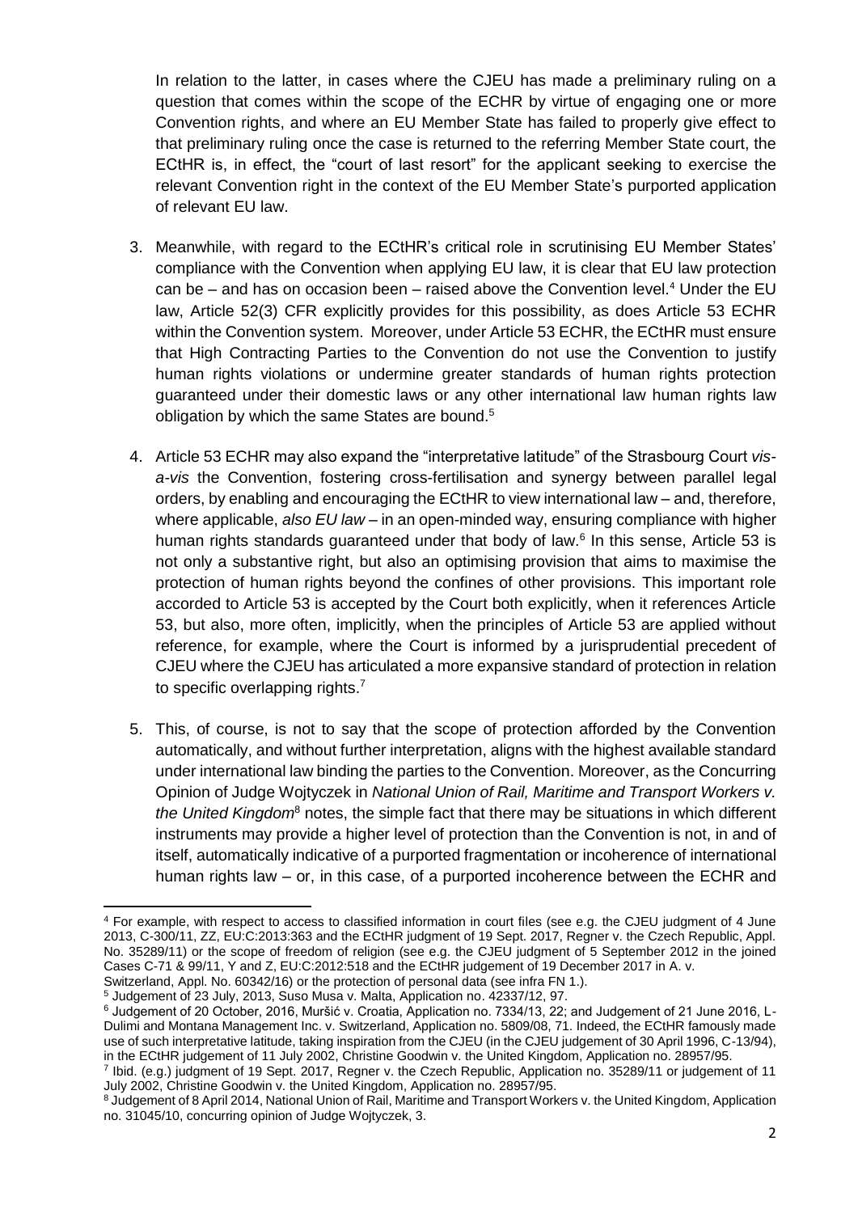In relation to the latter, in cases where the CJEU has made a preliminary ruling on a question that comes within the scope of the ECHR by virtue of engaging one or more Convention rights, and where an EU Member State has failed to properly give effect to that preliminary ruling once the case is returned to the referring Member State court, the ECtHR is, in effect, the "court of last resort" for the applicant seeking to exercise the relevant Convention right in the context of the EU Member State's purported application of relevant EU law.

3. Meanwhile, with regard to the ECtHR's critical role in scrutinising EU Member States' compliance with the Convention when applying EU law, it is clear that EU law protection can be – and has on occasion been – raised above the Convention level.[4] Under the EU law, Article 52(3) CFR explicitly provides for this possibility, as does Article 53 ECHR within the Convention system. Moreover, under Article 53 ECHR, the ECtHR must ensure that High Contracting Parties to the Convention do not use the Convention to justify human rights violations or undermine greater standards of human rights protection guaranteed under their domestic laws or any other international law human rights law obligation by which the same States are bound.[5]

4. Article 53 ECHR may also expand the "interpretative latitude" of the Strasbourg Court *vis-a-vis* the Convention, fostering cross-fertilisation and synergy between parallel legal orders, by enabling and encouraging the ECtHR to view international law – and, therefore, where applicable, *also EU law* – in an open-minded way, ensuring compliance with higher human rights standards guaranteed under that body of law.[6] In this sense, Article 53 is not only a substantive right, but also an optimising provision that aims to maximise the protection of human rights beyond the confines of other provisions. This important role accorded to Article 53 is accepted by the Court both explicitly, when it references Article 53, but also, more often, implicitly, when the principles of Article 53 are applied without reference, for example, where the Court is informed by a jurisprudential precedent of CJEU where the CJEU has articulated a more expansive standard of protection in relation to specific overlapping rights.[7]

5. This, of course, is not to say that the scope of protection afforded by the Convention automatically, and without further interpretation, aligns with the highest available standard under international law binding the parties to the Convention. Moreover, as the Concurring Opinion of Judge Wojtyczek in *National Union of Rail, Maritime and Transport Workers v. the United Kingdom*[8] notes, the simple fact that there may be situations in which different instruments may provide a higher level of protection than the Convention is not, in and of itself, automatically indicative of a purported fragmentation or incoherence of international human rights law – or, in this case, of a purported incoherence between the ECHR and

---

[4] For example, with respect to access to classified information in court files (see e.g. the CJEU judgment of 4 June 2013, C-300/11, ZZ, EU:C:2013:363 and the ECtHR judgment of 19 Sept. 2017, Regner v. the Czech Republic, Appl. No. 35289/11) or the scope of freedom of religion (see e.g. the CJEU judgment of 5 September 2012 in the joined Cases C-71 & 99/11, Y and Z, EU:C:2012:518 and the ECtHR judgement of 19 December 2017 in A. v. Switzerland, Appl. No. 60342/16) or the protection of personal data (see infra FN 1.).

[5] Judgement of 23 July, 2013, Suso Musa v. Malta, Application no. 42337/12, 97.

[6] Judgement of 20 October, 2016, Muršić v. Croatia, Application no. 7334/13, 22; and Judgement of 21 June 2016, L-Dulimi and Montana Management Inc. v. Switzerland, Application no. 5809/08, 71. Indeed, the ECtHR famously made use of such interpretative latitude, taking inspiration from the CJEU (in the CJEU judgement of 30 April 1996, C-13/94), in the ECtHR judgement of 11 July 2002, Christine Goodwin v. the United Kingdom, Application no. 28957/95.

[7] Ibid. (e.g.) judgment of 19 Sept. 2017, Regner v. the Czech Republic, Application no. 35289/11 or judgement of 11 July 2002, Christine Goodwin v. the United Kingdom, Application no. 28957/95.

[8] Judgement of 8 April 2014, National Union of Rail, Maritime and Transport Workers v. the United Kingdom, Application no. 31045/10, concurring opinion of Judge Wojtyczek, 3.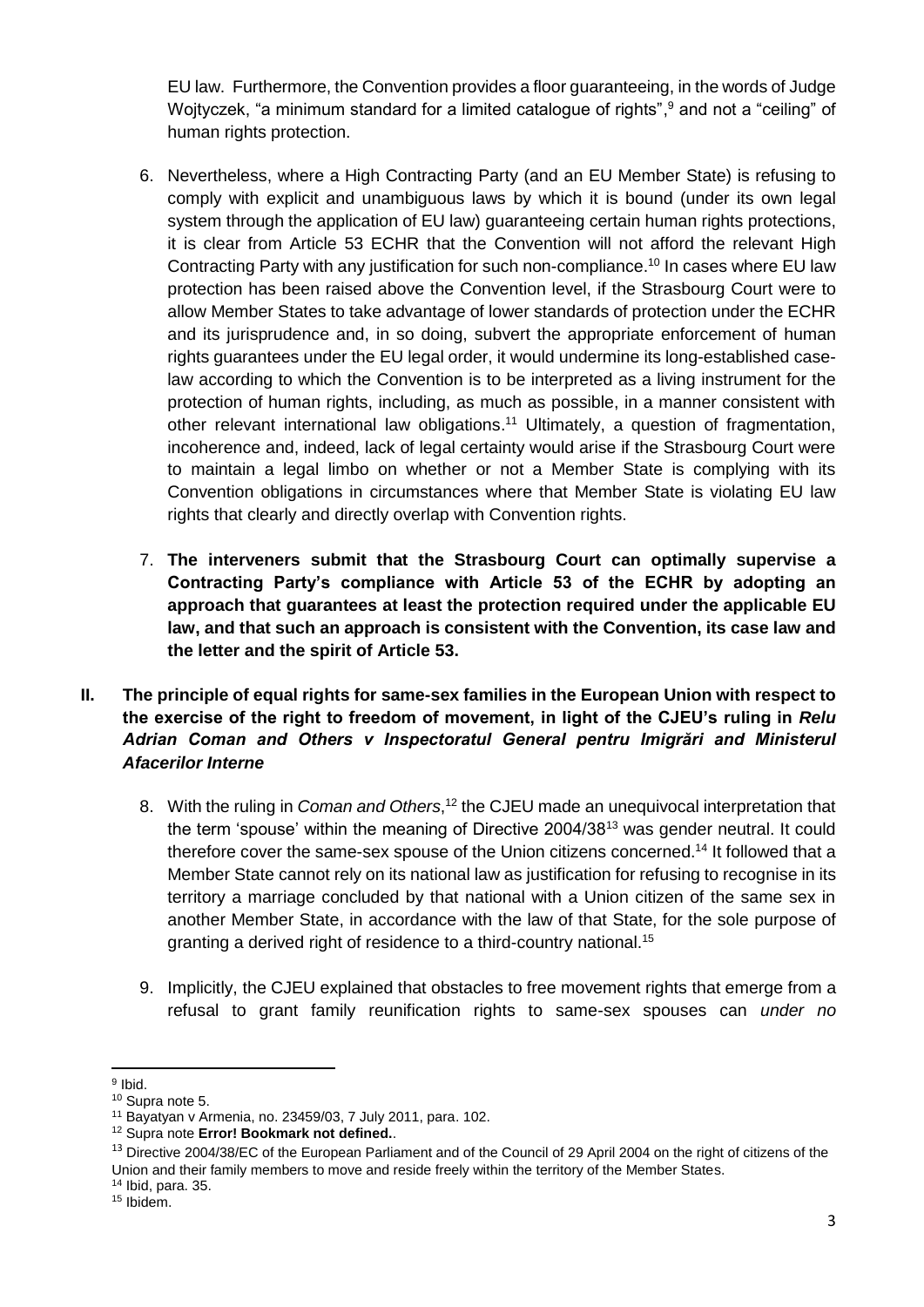EU law. Furthermore, the Convention provides a floor guaranteeing, in the words of Judge Wojtyczek, "a minimum standard for a limited catalogue of rights",[9] and not a "ceiling" of human rights protection.

6. Nevertheless, where a High Contracting Party (and an EU Member State) is refusing to comply with explicit and unambiguous laws by which it is bound (under its own legal system through the application of EU law) guaranteeing certain human rights protections, it is clear from Article 53 ECHR that the Convention will not afford the relevant High Contracting Party with any justification for such non-compliance.[10] In cases where EU law protection has been raised above the Convention level, if the Strasbourg Court were to allow Member States to take advantage of lower standards of protection under the ECHR and its jurisprudence and, in so doing, subvert the appropriate enforcement of human rights guarantees under the EU legal order, it would undermine its long-established case-law according to which the Convention is to be interpreted as a living instrument for the protection of human rights, including, as much as possible, in a manner consistent with other relevant international law obligations.[11] Ultimately, a question of fragmentation, incoherence and, indeed, lack of legal certainty would arise if the Strasbourg Court were to maintain a legal limbo on whether or not a Member State is complying with its Convention obligations in circumstances where that Member State is violating EU law rights that clearly and directly overlap with Convention rights.

7. **The interveners submit that the Strasbourg Court can optimally supervise a Contracting Party's compliance with Article 53 of the ECHR by adopting an approach that guarantees at least the protection required under the applicable EU law, and that such an approach is consistent with the Convention, its case law and the letter and the spirit of Article 53.**

## II. The principle of equal rights for same-sex families in the European Union with respect to the exercise of the right to freedom of movement, in light of the CJEU's ruling in *Relu Adrian Coman and Others v Inspectoratul General pentru Imigrări and Ministerul Afacerilor Interne*

8. With the ruling in *Coman and Others*,[12] the CJEU made an unequivocal interpretation that the term 'spouse' within the meaning of Directive 2004/38[13] was gender neutral. It could therefore cover the same-sex spouse of the Union citizens concerned.[14] It followed that a Member State cannot rely on its national law as justification for refusing to recognise in its territory a marriage concluded by that national with a Union citizen of the same sex in another Member State, in accordance with the law of that State, for the sole purpose of granting a derived right of residence to a third-country national.[15]

9. Implicitly, the CJEU explained that obstacles to free movement rights that emerge from a refusal to grant family reunification rights to same-sex spouses can *under no*

---

[9] Ibid.

[10] Supra note 5.

[11] Bayatyan v Armenia, no. 23459/03, 7 July 2011, para. 102.

[12] Supra note **Error! Bookmark not defined.**.

[13] Directive 2004/38/EC of the European Parliament and of the Council of 29 April 2004 on the right of citizens of the Union and their family members to move and reside freely within the territory of the Member States.

[14] Ibid, para. 35.

[15] Ibidem.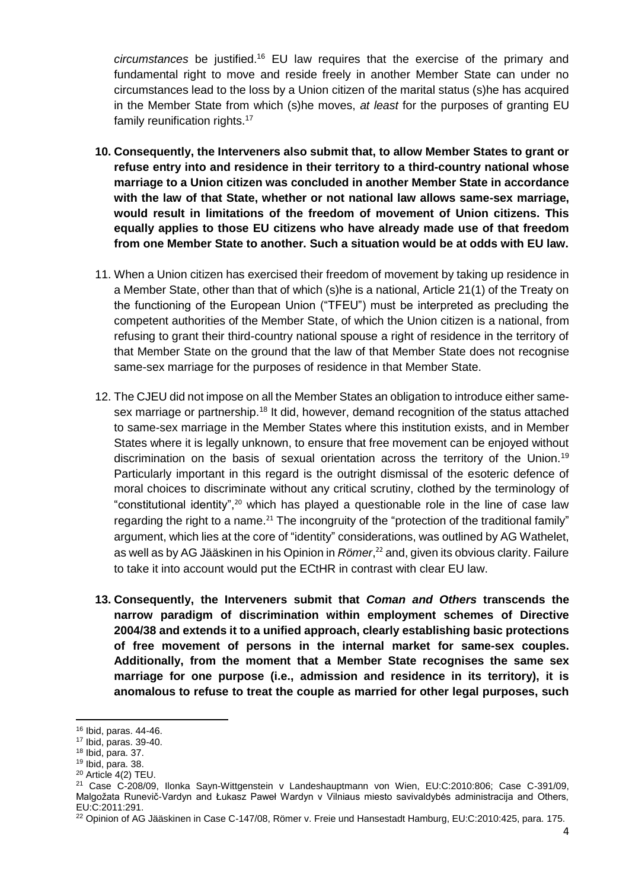*circumstances* be justified.[16] EU law requires that the exercise of the primary and fundamental right to move and reside freely in another Member State can under no circumstances lead to the loss by a Union citizen of the marital status (s)he has acquired in the Member State from which (s)he moves, *at least* for the purposes of granting EU family reunification rights.[17]

10. **Consequently, the Interveners also submit that, to allow Member States to grant or refuse entry into and residence in their territory to a third-country national whose marriage to a Union citizen was concluded in another Member State in accordance with the law of that State, whether or not national law allows same-sex marriage, would result in limitations of the freedom of movement of Union citizens. This equally applies to those EU citizens who have already made use of that freedom from one Member State to another. Such a situation would be at odds with EU law.**

11. When a Union citizen has exercised their freedom of movement by taking up residence in a Member State, other than that of which (s)he is a national, Article 21(1) of the Treaty on the functioning of the European Union ("TFEU") must be interpreted as precluding the competent authorities of the Member State, of which the Union citizen is a national, from refusing to grant their third-country national spouse a right of residence in the territory of that Member State on the ground that the law of that Member State does not recognise same-sex marriage for the purposes of residence in that Member State.

12. The CJEU did not impose on all the Member States an obligation to introduce either same-sex marriage or partnership.[18] It did, however, demand recognition of the status attached to same-sex marriage in the Member States where this institution exists, and in Member States where it is legally unknown, to ensure that free movement can be enjoyed without discrimination on the basis of sexual orientation across the territory of the Union.[19] Particularly important in this regard is the outright dismissal of the esoteric defence of moral choices to discriminate without any critical scrutiny, clothed by the terminology of "constitutional identity",[20] which has played a questionable role in the line of case law regarding the right to a name.[21] The incongruity of the "protection of the traditional family" argument, which lies at the core of "identity" considerations, was outlined by AG Wathelet, as well as by AG Jääskinen in his Opinion in *Römer*,[22] and, given its obvious clarity. Failure to take it into account would put the ECtHR in contrast with clear EU law.

13. **Consequently, the Interveners submit that *Coman and Others* transcends the narrow paradigm of discrimination within employment schemes of Directive 2004/38 and extends it to a unified approach, clearly establishing basic protections of free movement of persons in the internal market for same-sex couples. Additionally, from the moment that a Member State recognises the same sex marriage for one purpose (i.e., admission and residence in its territory), it is anomalous to refuse to treat the couple as married for other legal purposes, such**

[16] Ibid, paras. 44-46.
[17] Ibid, paras. 39-40.
[18] Ibid, para. 37.
[19] Ibid, para. 38.
[20] Article 4(2) TEU.
[21] Case C-208/09, Ilonka Sayn-Wittgenstein v Landeshauptmann von Wien, EU:C:2010:806; Case C-391/09, Malgožata Runevič-Vardyn and Łukasz Paweł Wardyn v Vilniaus miesto savivaldybės administracija and Others, EU:C:2011:291.
[22] Opinion of AG Jääskinen in Case C-147/08, Römer v. Freie und Hansestadt Hamburg, EU:C:2010:425, para. 175.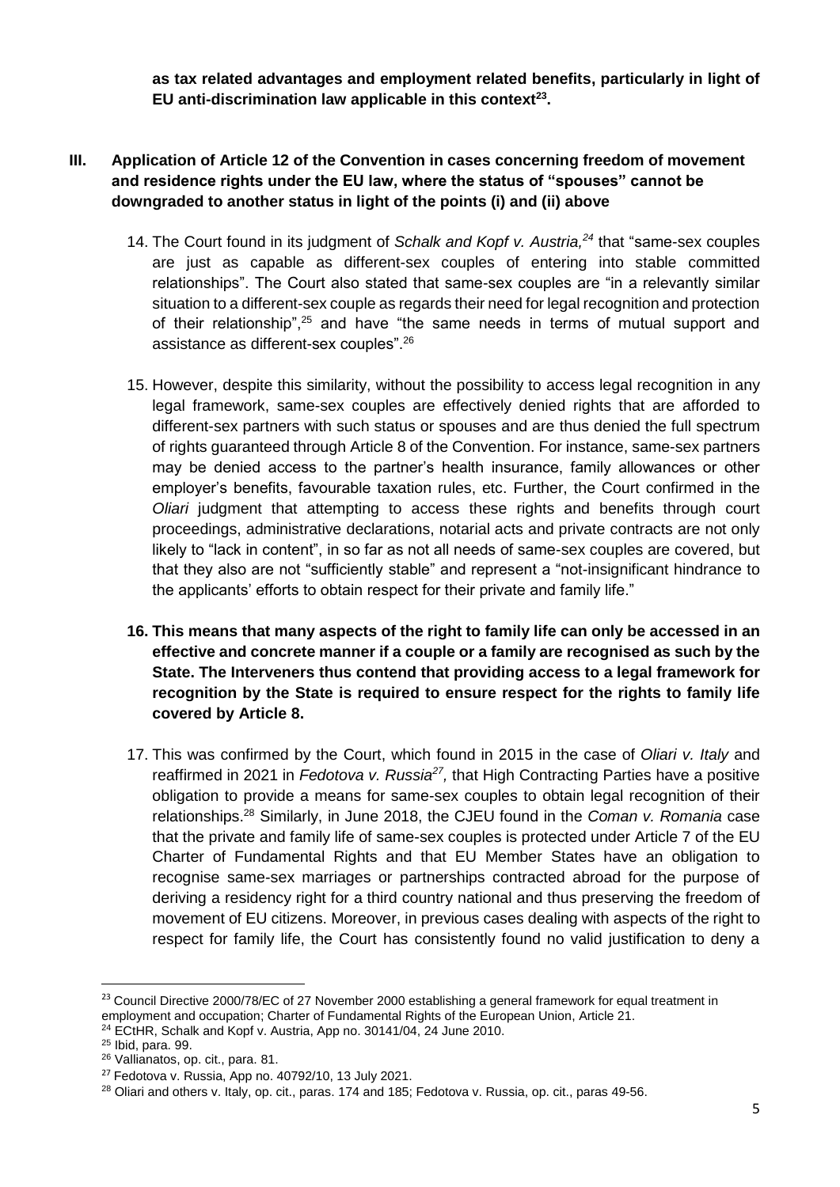**as tax related advantages and employment related benefits, particularly in light of EU anti-discrimination law applicable in this context[23].**

## III. Application of Article 12 of the Convention in cases concerning freedom of movement and residence rights under the EU law, where the status of "spouses" cannot be downgraded to another status in light of the points (i) and (ii) above

14. The Court found in its judgment of *Schalk and Kopf v. Austria,[24]* that "same-sex couples are just as capable as different-sex couples of entering into stable committed relationships". The Court also stated that same-sex couples are "in a relevantly similar situation to a different-sex couple as regards their need for legal recognition and protection of their relationship",[25] and have "the same needs in terms of mutual support and assistance as different-sex couples".[26]

15. However, despite this similarity, without the possibility to access legal recognition in any legal framework, same-sex couples are effectively denied rights that are afforded to different-sex partners with such status or spouses and are thus denied the full spectrum of rights guaranteed through Article 8 of the Convention. For instance, same-sex partners may be denied access to the partner's health insurance, family allowances or other employer's benefits, favourable taxation rules, etc. Further, the Court confirmed in the *Oliari* judgment that attempting to access these rights and benefits through court proceedings, administrative declarations, notarial acts and private contracts are not only likely to "lack in content", in so far as not all needs of same-sex couples are covered, but that they also are not "sufficiently stable" and represent a "not-insignificant hindrance to the applicants' efforts to obtain respect for their private and family life."

16. **This means that many aspects of the right to family life can only be accessed in an effective and concrete manner if a couple or a family are recognised as such by the State. The Interveners thus contend that providing access to a legal framework for recognition by the State is required to ensure respect for the rights to family life covered by Article 8.**

17. This was confirmed by the Court, which found in 2015 in the case of *Oliari v. Italy* and reaffirmed in 2021 in *Fedotova v. Russia[27],* that High Contracting Parties have a positive obligation to provide a means for same-sex couples to obtain legal recognition of their relationships.[28] Similarly, in June 2018, the CJEU found in the *Coman v. Romania* case that the private and family life of same-sex couples is protected under Article 7 of the EU Charter of Fundamental Rights and that EU Member States have an obligation to recognise same-sex marriages or partnerships contracted abroad for the purpose of deriving a residency right for a third country national and thus preserving the freedom of movement of EU citizens. Moreover, in previous cases dealing with aspects of the right to respect for family life, the Court has consistently found no valid justification to deny a

---

[23] Council Directive 2000/78/EC of 27 November 2000 establishing a general framework for equal treatment in employment and occupation; Charter of Fundamental Rights of the European Union, Article 21.

[24] ECtHR, Schalk and Kopf v. Austria, App no. 30141/04, 24 June 2010.

[25] Ibid, para. 99.

[26] Vallianatos, op. cit., para. 81.

[27] Fedotova v. Russia, App no. 40792/10, 13 July 2021.

[28] Oliari and others v. Italy, op. cit., paras. 174 and 185; Fedotova v. Russia, op. cit., paras 49-56.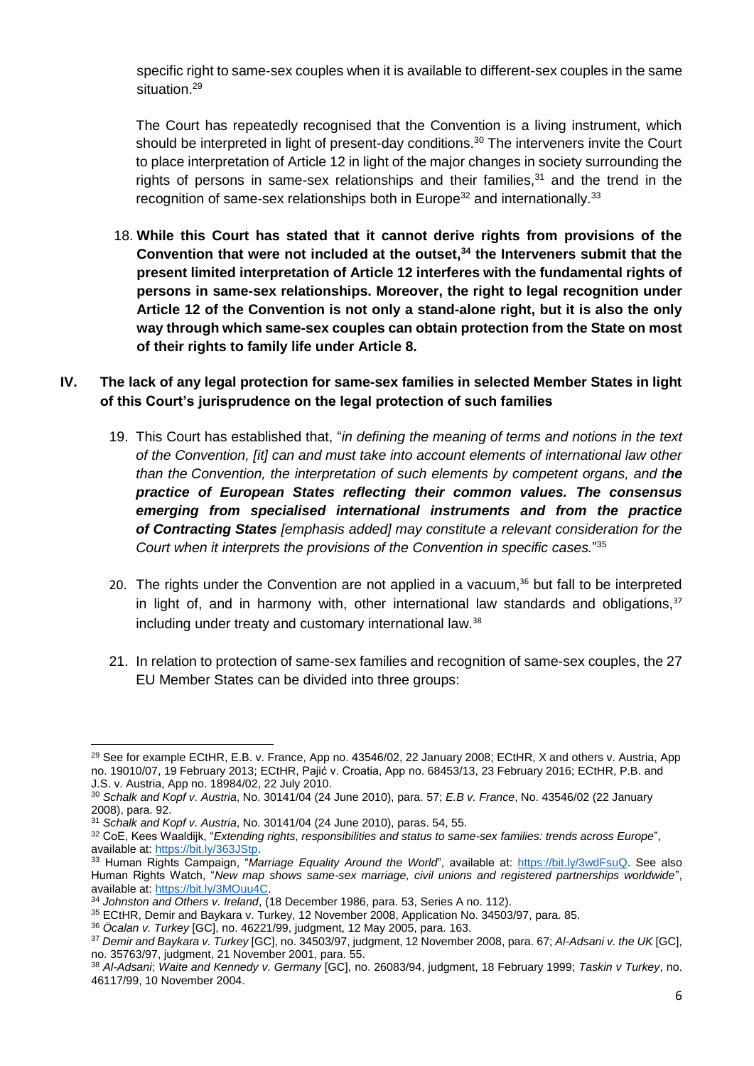specific right to same-sex couples when it is available to different-sex couples in the same situation.[29]

The Court has repeatedly recognised that the Convention is a living instrument, which should be interpreted in light of present-day conditions.[30] The interveners invite the Court to place interpretation of Article 12 in light of the major changes in society surrounding the rights of persons in same-sex relationships and their families,[31] and the trend in the recognition of same-sex relationships both in Europe[32] and internationally.[33]

18. **While this Court has stated that it cannot derive rights from provisions of the Convention that were not included at the outset,[34] the Interveners submit that the present limited interpretation of Article 12 interferes with the fundamental rights of persons in same-sex relationships. Moreover, the right to legal recognition under Article 12 of the Convention is not only a stand-alone right, but it is also the only way through which same-sex couples can obtain protection from the State on most of their rights to family life under Article 8.**

## IV. The lack of any legal protection for same-sex families in selected Member States in light of this Court's jurisprudence on the legal protection of such families

19. This Court has established that, "*in defining the meaning of terms and notions in the text of the Convention, [it] can and must take into account elements of international law other than the Convention, the interpretation of such elements by competent organs, and t**he practice of European States reflecting their common values. The consensus emerging from specialised international instruments and from the practice of Contracting States** [emphasis added] may constitute a relevant consideration for the Court when it interprets the provisions of the Convention in specific cases.*"[35]

20. The rights under the Convention are not applied in a vacuum,[36] but fall to be interpreted in light of, and in harmony with, other international law standards and obligations,[37] including under treaty and customary international law.[38]

21. In relation to protection of same-sex families and recognition of same-sex couples, the 27 EU Member States can be divided into three groups:

---

[29] See for example ECtHR, E.B. v. France, App no. 43546/02, 22 January 2008; ECtHR, X and others v. Austria, App no. 19010/07, 19 February 2013; ECtHR, Pajić v. Croatia, App no. 68453/13, 23 February 2016; ECtHR, P.B. and J.S. v. Austria, App no. 18984/02, 22 July 2010.

[30] *Schalk and Kopf v. Austria*, No. 30141/04 (24 June 2010), para. 57; *E.B v. France*, No. 43546/02 (22 January 2008), para. 92.

[31] *Schalk and Kopf v. Austria*, No. 30141/04 (24 June 2010), paras. 54, 55.

[32] CoE, Kees Waaldijk, "*Extending rights, responsibilities and status to same-sex families: trends across Europe*", available at: https://bit.ly/363JStp.

[33] Human Rights Campaign, "*Marriage Equality Around the World*", available at: https://bit.ly/3wdFsuQ. See also Human Rights Watch, "*New map shows same-sex marriage, civil unions and registered partnerships worldwide*", available at: https://bit.ly/3MOuu4C.

[34] *Johnston and Others v. Ireland*, (18 December 1986, para. 53, Series A no. 112).

[35] ECtHR, Demir and Baykara v. Turkey, 12 November 2008, Application No. 34503/97, para. 85.

[36] *Öcalan v. Turkey* [GC], no. 46221/99, judgment, 12 May 2005, para. 163.

[37] *Demir and Baykara v. Turkey* [GC], no. 34503/97, judgment, 12 November 2008, para. 67; *Al-Adsani v. the UK* [GC], no. 35763/97, judgment, 21 November 2001, para. 55.

[38] *Al-Adsani*; *Waite and Kennedy v. Germany* [GC], no. 26083/94, judgment, 18 February 1999; *Taskin v Turkey*, no. 46117/99, 10 November 2004.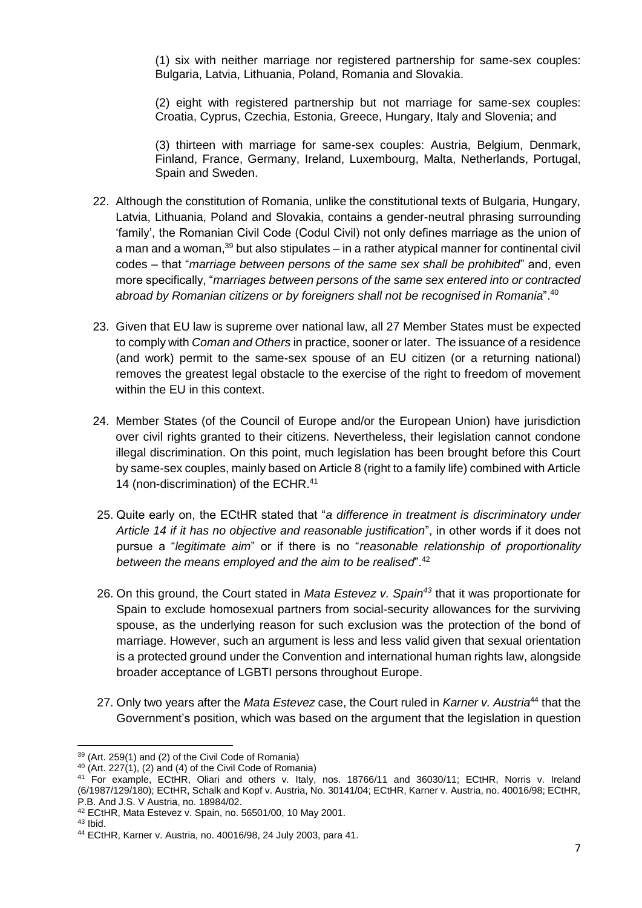(1) six with neither marriage nor registered partnership for same-sex couples: Bulgaria, Latvia, Lithuania, Poland, Romania and Slovakia.

(2) eight with registered partnership but not marriage for same-sex couples: Croatia, Cyprus, Czechia, Estonia, Greece, Hungary, Italy and Slovenia; and

(3) thirteen with marriage for same-sex couples: Austria, Belgium, Denmark, Finland, France, Germany, Ireland, Luxembourg, Malta, Netherlands, Portugal, Spain and Sweden.

22. Although the constitution of Romania, unlike the constitutional texts of Bulgaria, Hungary, Latvia, Lithuania, Poland and Slovakia, contains a gender-neutral phrasing surrounding 'family', the Romanian Civil Code (Codul Civil) not only defines marriage as the union of a man and a woman,[39] but also stipulates – in a rather atypical manner for continental civil codes – that "*marriage between persons of the same sex shall be prohibited*" and, even more specifically, "*marriages between persons of the same sex entered into or contracted abroad by Romanian citizens or by foreigners shall not be recognised in Romania*".[40]

23. Given that EU law is supreme over national law, all 27 Member States must be expected to comply with *Coman and Others* in practice, sooner or later. The issuance of a residence (and work) permit to the same-sex spouse of an EU citizen (or a returning national) removes the greatest legal obstacle to the exercise of the right to freedom of movement within the EU in this context.

24. Member States (of the Council of Europe and/or the European Union) have jurisdiction over civil rights granted to their citizens. Nevertheless, their legislation cannot condone illegal discrimination. On this point, much legislation has been brought before this Court by same-sex couples, mainly based on Article 8 (right to a family life) combined with Article 14 (non-discrimination) of the ECHR.[41]

25. Quite early on, the ECtHR stated that "*a difference in treatment is discriminatory under Article 14 if it has no objective and reasonable justification*", in other words if it does not pursue a "*legitimate aim*" or if there is no "*reasonable relationship of proportionality between the means employed and the aim to be realised*".[42]

26. On this ground, the Court stated in *Mata Estevez v. Spain*[43] that it was proportionate for Spain to exclude homosexual partners from social-security allowances for the surviving spouse, as the underlying reason for such exclusion was the protection of the bond of marriage. However, such an argument is less and less valid given that sexual orientation is a protected ground under the Convention and international human rights law, alongside broader acceptance of LGBTI persons throughout Europe.

27. Only two years after the *Mata Estevez* case, the Court ruled in *Karner v. Austria*[44] that the Government's position, which was based on the argument that the legislation in question

---

[39] (Art. 259(1) and (2) of the Civil Code of Romania)

[40] (Art. 227(1), (2) and (4) of the Civil Code of Romania)

[41] For example, ECtHR, Oliari and others v. Italy, nos. 18766/11 and 36030/11; ECtHR, Norris v. Ireland (6/1987/129/180); ECtHR, Schalk and Kopf v. Austria, No. 30141/04; ECtHR, Karner v. Austria, no. 40016/98; ECtHR, P.B. And J.S. V Austria, no. 18984/02.

[42] ECtHR, Mata Estevez v. Spain, no. 56501/00, 10 May 2001.

[43] Ibid.

[44] ECtHR, Karner v. Austria, no. 40016/98, 24 July 2003, para 41.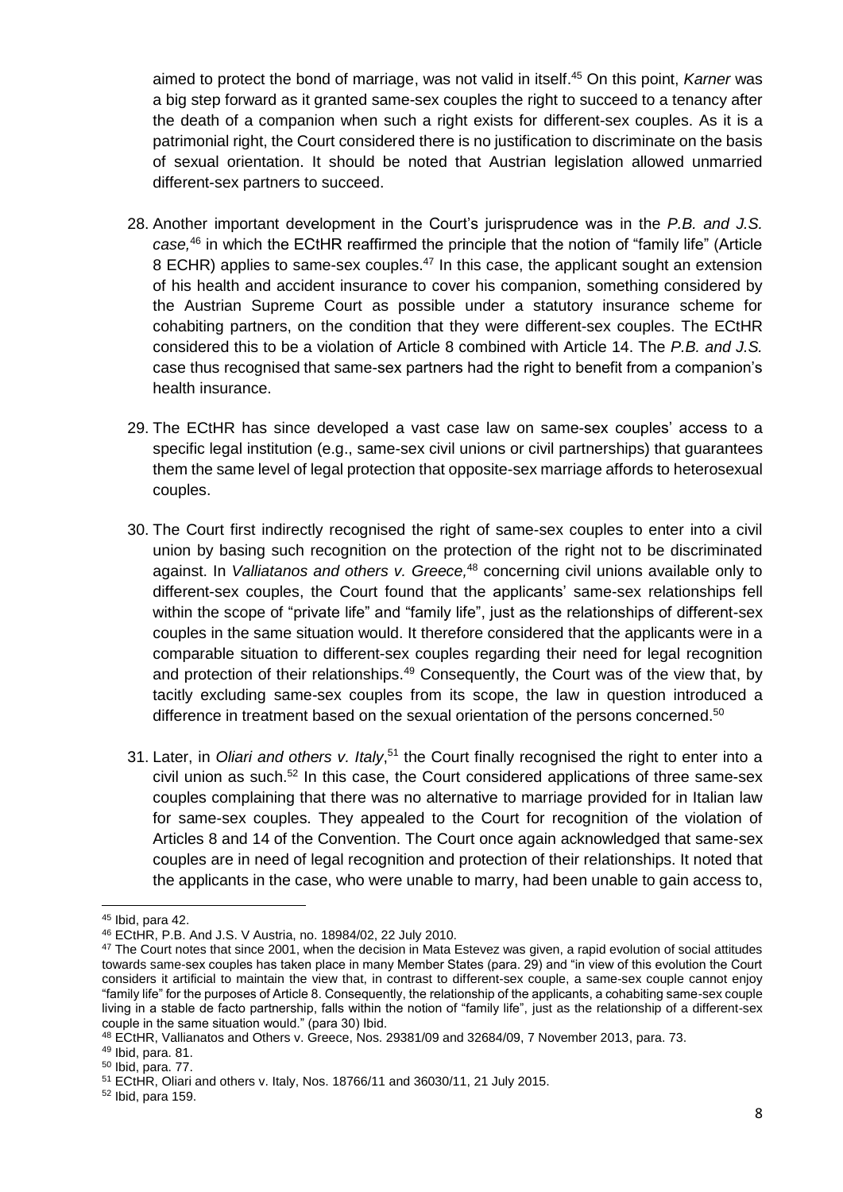aimed to protect the bond of marriage, was not valid in itself.[45] On this point, *Karner* was a big step forward as it granted same-sex couples the right to succeed to a tenancy after the death of a companion when such a right exists for different-sex couples. As it is a patrimonial right, the Court considered there is no justification to discriminate on the basis of sexual orientation. It should be noted that Austrian legislation allowed unmarried different-sex partners to succeed.

28. Another important development in the Court's jurisprudence was in the *P.B. and J.S. case,*[46] in which the ECtHR reaffirmed the principle that the notion of "family life" (Article 8 ECHR) applies to same-sex couples.[47] In this case, the applicant sought an extension of his health and accident insurance to cover his companion, something considered by the Austrian Supreme Court as possible under a statutory insurance scheme for cohabiting partners, on the condition that they were different-sex couples. The ECtHR considered this to be a violation of Article 8 combined with Article 14. The *P.B. and J.S.* case thus recognised that same-sex partners had the right to benefit from a companion's health insurance.

29. The ECtHR has since developed a vast case law on same-sex couples' access to a specific legal institution (e.g., same-sex civil unions or civil partnerships) that guarantees them the same level of legal protection that opposite-sex marriage affords to heterosexual couples.

30. The Court first indirectly recognised the right of same-sex couples to enter into a civil union by basing such recognition on the protection of the right not to be discriminated against. In *Valliatanos and others v. Greece,*[48] concerning civil unions available only to different-sex couples, the Court found that the applicants' same-sex relationships fell within the scope of "private life" and "family life", just as the relationships of different-sex couples in the same situation would. It therefore considered that the applicants were in a comparable situation to different-sex couples regarding their need for legal recognition and protection of their relationships.[49] Consequently, the Court was of the view that, by tacitly excluding same-sex couples from its scope, the law in question introduced a difference in treatment based on the sexual orientation of the persons concerned.[50]

31. Later, in *Oliari and others v. Italy*,[51] the Court finally recognised the right to enter into a civil union as such.[52] In this case, the Court considered applications of three same-sex couples complaining that there was no alternative to marriage provided for in Italian law for same-sex couples. They appealed to the Court for recognition of the violation of Articles 8 and 14 of the Convention. The Court once again acknowledged that same-sex couples are in need of legal recognition and protection of their relationships. It noted that the applicants in the case, who were unable to marry, had been unable to gain access to,

---

[45] Ibid, para 42.

[46] ECtHR, P.B. And J.S. V Austria, no. 18984/02, 22 July 2010.

[47] The Court notes that since 2001, when the decision in Mata Estevez was given, a rapid evolution of social attitudes towards same-sex couples has taken place in many Member States (para. 29) and "in view of this evolution the Court considers it artificial to maintain the view that, in contrast to different-sex couple, a same-sex couple cannot enjoy "family life" for the purposes of Article 8. Consequently, the relationship of the applicants, a cohabiting same-sex couple living in a stable de facto partnership, falls within the notion of "family life", just as the relationship of a different-sex couple in the same situation would." (para 30) Ibid.

[48] ECtHR, Vallianatos and Others v. Greece, Nos. 29381/09 and 32684/09, 7 November 2013, para. 73.

[49] Ibid, para. 81.

[50] Ibid, para. 77.

[51] ECtHR, Oliari and others v. Italy, Nos. 18766/11 and 36030/11, 21 July 2015.

[52] Ibid, para 159.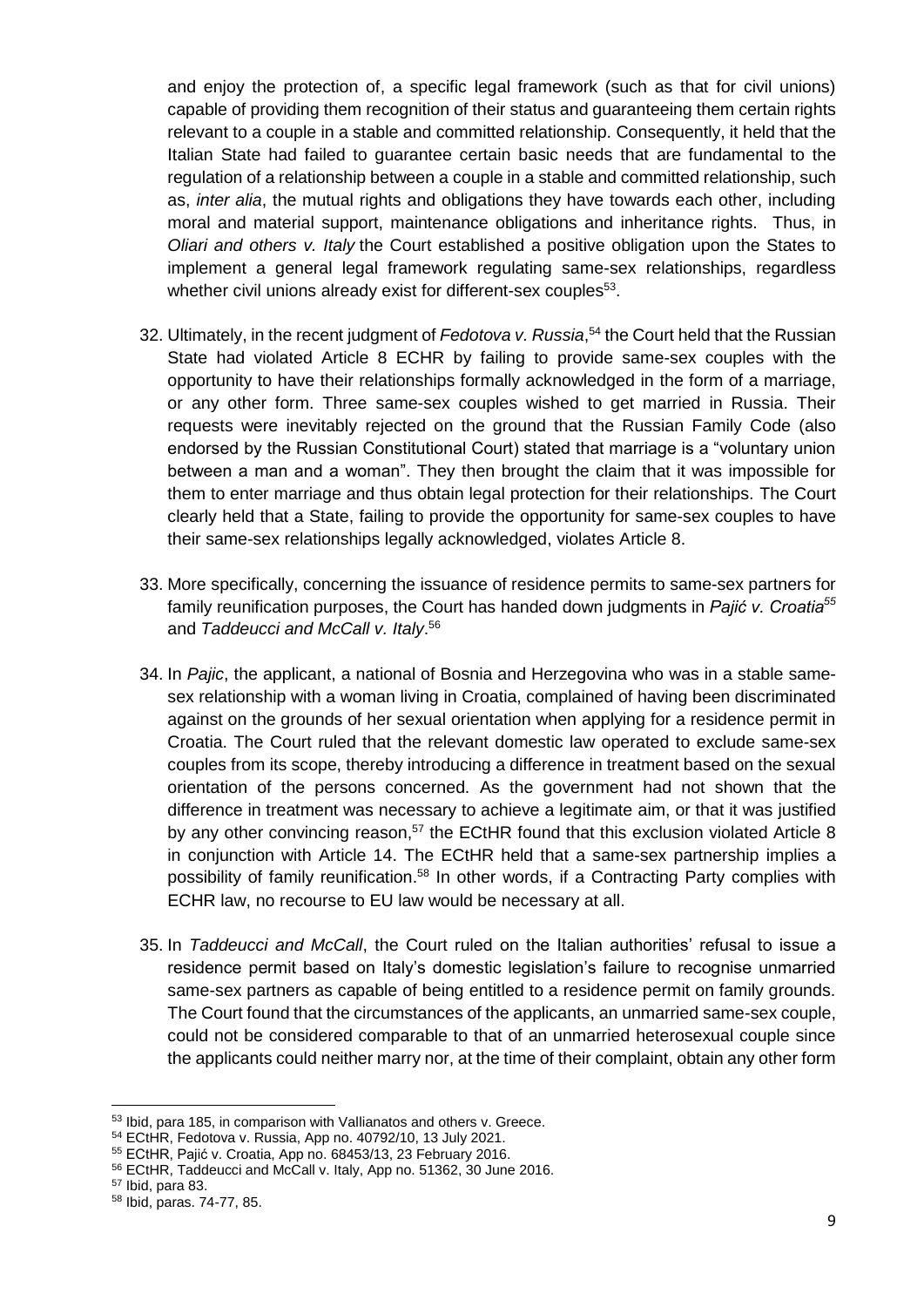and enjoy the protection of, a specific legal framework (such as that for civil unions) capable of providing them recognition of their status and guaranteeing them certain rights relevant to a couple in a stable and committed relationship. Consequently, it held that the Italian State had failed to guarantee certain basic needs that are fundamental to the regulation of a relationship between a couple in a stable and committed relationship, such as, *inter alia*, the mutual rights and obligations they have towards each other, including moral and material support, maintenance obligations and inheritance rights. Thus, in *Oliari and others v. Italy* the Court established a positive obligation upon the States to implement a general legal framework regulating same-sex relationships, regardless whether civil unions already exist for different-sex couples[53].

32. Ultimately, in the recent judgment of *Fedotova v. Russia*,[54] the Court held that the Russian State had violated Article 8 ECHR by failing to provide same-sex couples with the opportunity to have their relationships formally acknowledged in the form of a marriage, or any other form. Three same-sex couples wished to get married in Russia. Their requests were inevitably rejected on the ground that the Russian Family Code (also endorsed by the Russian Constitutional Court) stated that marriage is a "voluntary union between a man and a woman". They then brought the claim that it was impossible for them to enter marriage and thus obtain legal protection for their relationships. The Court clearly held that a State, failing to provide the opportunity for same-sex couples to have their same-sex relationships legally acknowledged, violates Article 8.

33. More specifically, concerning the issuance of residence permits to same-sex partners for family reunification purposes, the Court has handed down judgments in *Pajić v. Croatia*[55] and *Taddeucci and McCall v. Italy*.[56]

34. In *Pajic*, the applicant, a national of Bosnia and Herzegovina who was in a stable same-sex relationship with a woman living in Croatia, complained of having been discriminated against on the grounds of her sexual orientation when applying for a residence permit in Croatia. The Court ruled that the relevant domestic law operated to exclude same-sex couples from its scope, thereby introducing a difference in treatment based on the sexual orientation of the persons concerned. As the government had not shown that the difference in treatment was necessary to achieve a legitimate aim, or that it was justified by any other convincing reason,[57] the ECtHR found that this exclusion violated Article 8 in conjunction with Article 14. The ECtHR held that a same-sex partnership implies a possibility of family reunification.[58] In other words, if a Contracting Party complies with ECHR law, no recourse to EU law would be necessary at all.

35. In *Taddeucci and McCall*, the Court ruled on the Italian authorities' refusal to issue a residence permit based on Italy's domestic legislation's failure to recognise unmarried same-sex partners as capable of being entitled to a residence permit on family grounds. The Court found that the circumstances of the applicants, an unmarried same-sex couple, could not be considered comparable to that of an unmarried heterosexual couple since the applicants could neither marry nor, at the time of their complaint, obtain any other form

---

[53] Ibid, para 185, in comparison with Vallianatos and others v. Greece.

[54] ECtHR, Fedotova v. Russia, App no. 40792/10, 13 July 2021.

[55] ECtHR, Pajić v. Croatia, App no. 68453/13, 23 February 2016.

[56] ECtHR, Taddeucci and McCall v. Italy, App no. 51362, 30 June 2016.

[57] Ibid, para 83.

[58] Ibid, paras. 74-77, 85.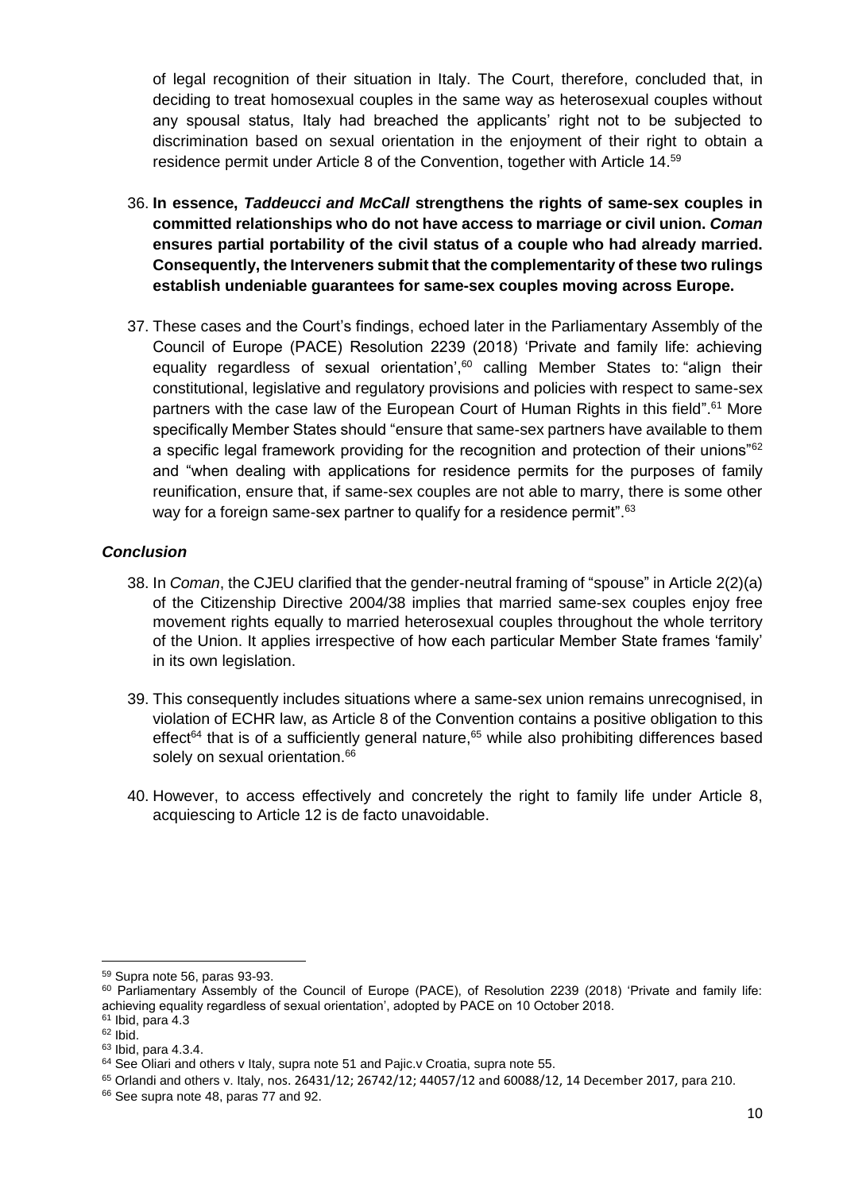of legal recognition of their situation in Italy. The Court, therefore, concluded that, in deciding to treat homosexual couples in the same way as heterosexual couples without any spousal status, Italy had breached the applicants' right not to be subjected to discrimination based on sexual orientation in the enjoyment of their right to obtain a residence permit under Article 8 of the Convention, together with Article 14.[59]

36. **In essence, *Taddeucci and McCall* strengthens the rights of same-sex couples in committed relationships who do not have access to marriage or civil union. *Coman* ensures partial portability of the civil status of a couple who had already married. Consequently, the Interveners submit that the complementarity of these two rulings establish undeniable guarantees for same-sex couples moving across Europe.**

37. These cases and the Court's findings, echoed later in the Parliamentary Assembly of the Council of Europe (PACE) Resolution 2239 (2018) 'Private and family life: achieving equality regardless of sexual orientation',[60] calling Member States to: "align their constitutional, legislative and regulatory provisions and policies with respect to same-sex partners with the case law of the European Court of Human Rights in this field".[61] More specifically Member States should "ensure that same-sex partners have available to them a specific legal framework providing for the recognition and protection of their unions"[62] and "when dealing with applications for residence permits for the purposes of family reunification, ensure that, if same-sex couples are not able to marry, there is some other way for a foreign same-sex partner to qualify for a residence permit".[63]

### *Conclusion*

38. In *Coman*, the CJEU clarified that the gender-neutral framing of "spouse" in Article 2(2)(a) of the Citizenship Directive 2004/38 implies that married same-sex couples enjoy free movement rights equally to married heterosexual couples throughout the whole territory of the Union. It applies irrespective of how each particular Member State frames 'family' in its own legislation.

39. This consequently includes situations where a same-sex union remains unrecognised, in violation of ECHR law, as Article 8 of the Convention contains a positive obligation to this effect[64] that is of a sufficiently general nature,[65] while also prohibiting differences based solely on sexual orientation.[66]

40. However, to access effectively and concretely the right to family life under Article 8, acquiescing to Article 12 is de facto unavoidable.

---

[59] Supra note 56, paras 93-93.

[60] Parliamentary Assembly of the Council of Europe (PACE), of Resolution 2239 (2018) 'Private and family life: achieving equality regardless of sexual orientation', adopted by PACE on 10 October 2018.

[61] Ibid, para 4.3

[62] Ibid.

[63] Ibid, para 4.3.4.

[64] See Oliari and others v Italy, supra note 51 and Pajic.v Croatia, supra note 55.

[65] Orlandi and others v. Italy, nos. 26431/12; 26742/12; 44057/12 and 60088/12, 14 December 2017, para 210.

[66] See supra note 48, paras 77 and 92.